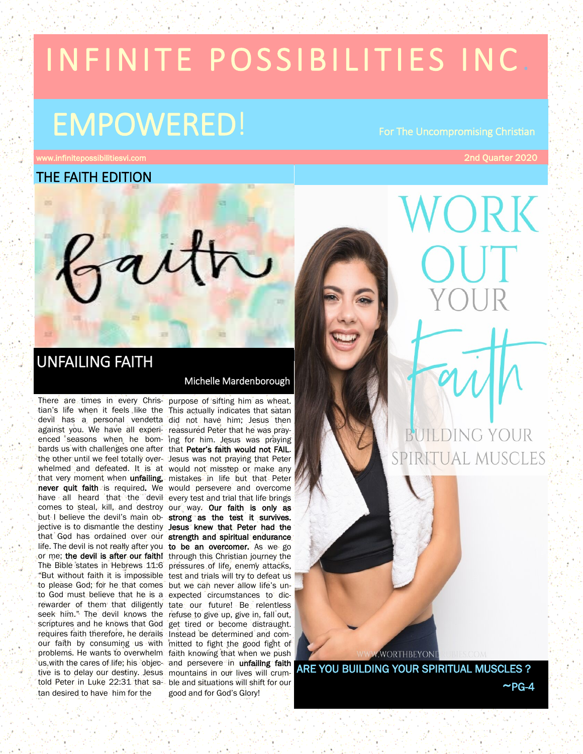# INFINITE POSSIBILITIES INC.

## EMPOWERED!

For The Uncompromising Christian

www.infinitepossibilitiesvi.com

2nd Quarter 2020

### THE FAITH EDITION

## UNFAILING FAITH

Michelle Mardenborough

There are times in every Christian's life when it feels like the devil has a personal vendetta against you. We have all experienced seasons when he bombards us with challenges one after the other until we feel totally overwhelmed and defeated. It is at that very moment when **unfailing, never quit faith** is required**.** We have all heard that the devil comes to steal, kill, and destroy but I believe the devil's main objective is to dismantle the destiny that God has ordained over our life. The devil is not really after you or me; **the devil is after our faith!** The Bible states in Hebrews 11:6 "But without faith it is impossible to please God; for he that comes to God must believe that he is a rewarder of them that diligently seek him." The devil knows the scriptures and he knows that God requires faith therefore, he derails our faith by consuming us with problems. He wants to overwhelm us with the cares of life; his objective is to delay our destiny. Jesus told Peter in Luke 22:31 that satan desired to have him for the purpose of sifting him as wheat. This actually indicates that satan did not have him; Jesus then reassured Peter that he was praying for him. Jesus was praying that **Peter's faith would not FAIL**. Jesus was not praying that Peter would not misstep or make any mistakes in life but that Peter would persevere and overcome every test and trial that life brings our way. **Our faith is only as strong as the test it survives. Jesus knew that Peter had the strength and spiritual endurance to be an overcomer.** As we go through this Christian journey the pressures of life, enemy attacks, test and trials will try to defeat us but we can never allow life's unexpected circumstances to dictate our future! Be relentless refuse to give up, give in, fall out, get tired or become distraught. Instead be determined and committed to fight the good fight of faith knowing that when we push and persevere in **unfailing faith** mountains in our lives will crumble and situations will shift for our good and for God's Glory!

WORK OUT YOUR Faith

BUILDING YOUR SPIRITUAL MUSCLES

**ARE YOU BUILDING YOUR SPIRITUAL MUSCLES ?**

**~PG-4**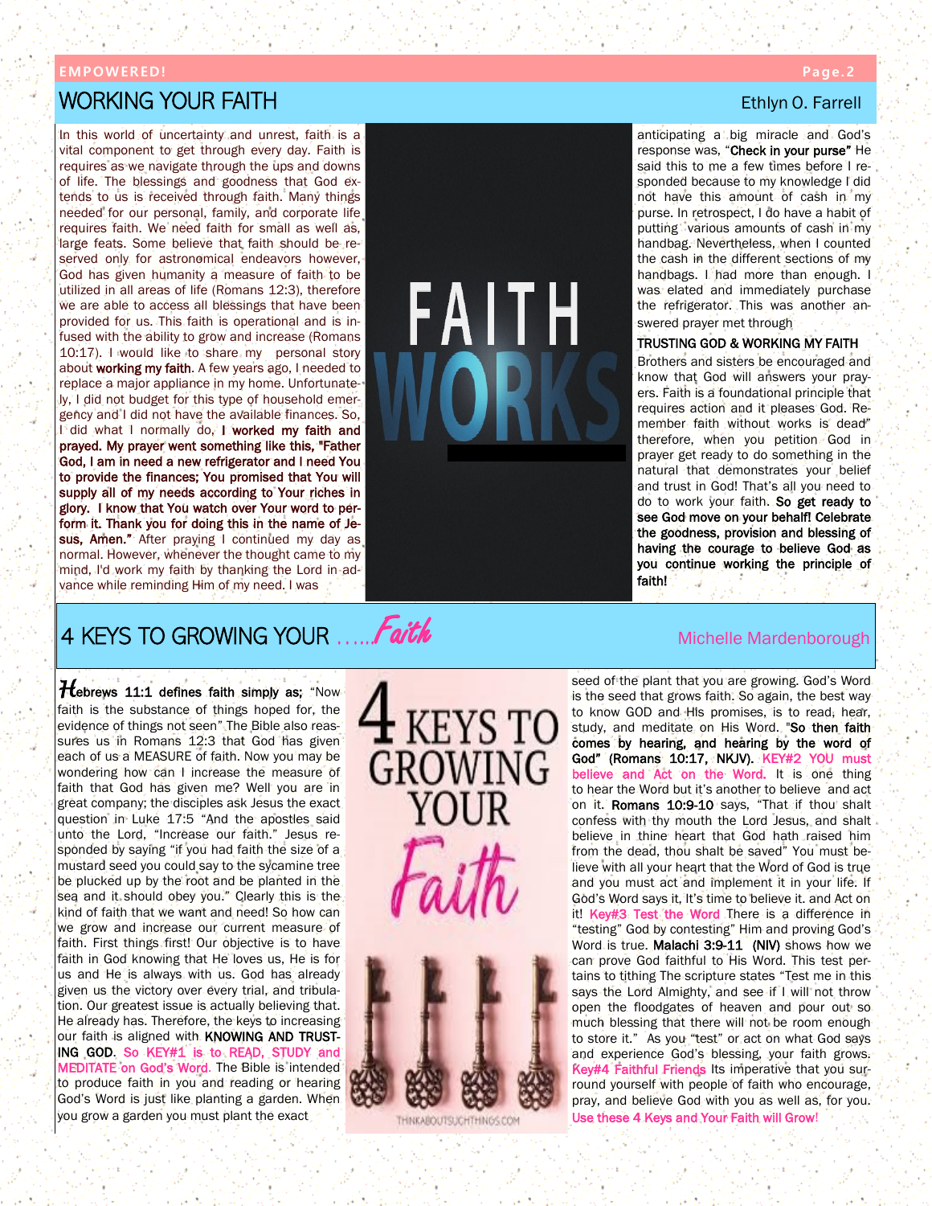## WORKING YOUR FAITH

Ethlyn O. Farrell

In this world of uncertainty and unrest, faith is a vital component to get through every day. Faith is requires as we navigate through the ups and downs of life. The blessings and goodness that God extends to us is received through faith. Many things needed for our personal, family, and corporate life requires faith. We need faith for small as well as, large feats. Some believe that faith should be reserved only for astronomical endeavors however, God has given humanity a measure of faith to be utilized in all areas of life (Romans 12:3), therefore we are able to access all blessings that have been provided for us. This faith is operational and is infused with the ability to grow and increase (Romans 10:17). I would like to share my personal story about **working my faith**. A few years ago, I needed to replace a major appliance in my home. Unfortunately, I did not budget for this type of household emergency and I did not have the available finances. So, I did what I normally do, **I worked my faith and prayed. My prayer went something like this, "Father God, I am in need a new refrigerator and I need You to provide the finances; You promised that You will supply all of my needs according to Your riches in glory. I know that You watch over Your word to perform it. Thank you for doing this in the name of Jesus, Amen."** After praying I continued my day as normal. However, whenever the thought came to my mind, I'd work my faith by thanking the Lord in advance while reminding Him of my need. I was anticipating a big miracle and God's response was, "**Check in your purse"** He said this to me a few times before I responded because to my knowledge I did not have this amount of cash in my purse. In retrospect, I do have a habit of putting various amounts of cash in my handbag. Nevertheless, when I counted the cash in the different sections of my handbags. I had more than enough. I was elated and immediately purchase the refrigerator. This was another answered prayer met through

### TRUSTING GOD & WORKING MY FAITH

Brothers and sisters be encouraged and know that God will answers your prayers. Faith is a foundational principle that requires action and it pleases God. Remember faith without works is dead" therefore, when you petition God in prayer get ready to do something in the natural that demonstrates your belief and trust in God! That's all you need to do to work your faith. **So get ready to see God move on your behalf! Celebrate the goodness, provision and blessing of having the courage to believe God as you continue working the principle of faith!**

## 4 KEYS TO GROWING YOUR …...*Faith*

Michelle Mardenborough

**Hebrews 11:1 defines faith simply as;** "Now faith is the substance of things hoped for, the evidence of things not seen" The Bible also reassures us in Romans 12:3 that God has given each of us a MEASURE of faith. Now you may be wondering how can I increase the measure of faith that God has given me? Well you are in great company; the disciples ask Jesus the exact question in Luke 17:5 "And the apostles said unto the Lord, "Increase our faith." Jesus responded by saying "if you had faith the size of a mustard seed you could say to the sycamine tree be plucked up by the root and be planted in the sea and it should obey you." Clearly this is the kind of faith that we want and need! So how can we grow and increase our current measure of faith. First things first! Our objective is to have faith in God knowing that He loves us, He is for us and He is always with us. God has already given us the victory over every trial, and tribulation. Our greatest issue is actually believing that. He already has. Therefore, the keys to increasing our faith is aligned with **KNOWING AND TRUSTING GOD**. So KEY#1 is to READ, STUDY and MEDITATE on God's Word. The Bible is intended to produce faith in you and reading or hearing God's Word is just like planting a garden. When you grow a garden you must plant the exact seed of the plant that you are growing. God's Word is the seed that grows faith. So again, the best way to know GOD and His promises, is to read, hear, study, and meditate on His Word. "**So then faith comes by hearing, and hearing by the word of God" (Romans 10:17, NKJV).** KEY#2 YOU must believe and Act on the Word. It is one thing to hear the Word but it's another to believe and act on it. **Romans 10:9-10** says, "That if thou shalt confess with thy mouth the Lord Jesus, and shalt believe in thine heart that God hath raised him from the dead, thou shalt be saved" You must believe with all your heart that the Word of God is true and you must act and implement it in your life. If God's Word says it, It's time to believe it. and Act on it! Key#3 Test the Word There is a difference in "testing" God by contesting" Him and proving God's Word is true. **Malachi 3:9-11 (NIV)** shows how we can prove God faithful to His Word. This test pertains to tithing The scripture states "Test me in this says the Lord Almighty, and see if I will not throw open the floodgates of heaven and pour out so much blessing that there will not be room enough to store it." As you "test" or act on what God says and experience God's blessing, your faith grows. Key#4 Faithful Friends Its imperative that you surround yourself with people of faith who encourage, pray, and believe God with you as well as, for you. Use these 4 Keys and Your Faith will Grow!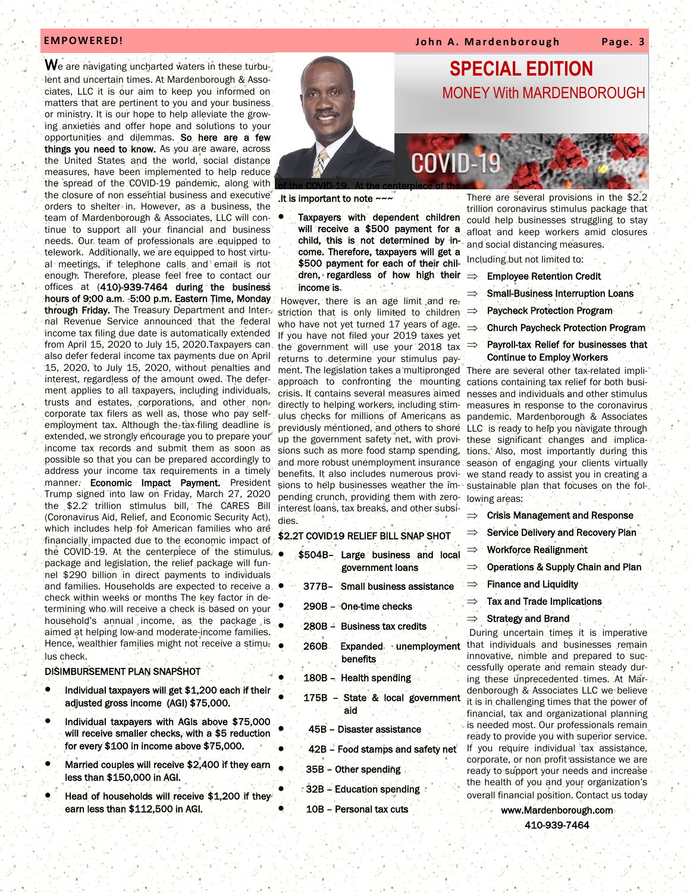## SPECIAL EDITION

### MONEY With MARDENBOROUGH

### COVID-19

We are navigating uncharted waters in these turbulent and uncertain times. At Mardenborough & Associates, LLC it is our aim to keep you informed on matters that are pertinent to you and your business or ministry. It is our hope to help alleviate the growing anxieties and offer hope and solutions to your opportunities and dilemmas. **So here are a few things you need to know.** As you are aware, across the United States and the world, social distance measures, have been implemented to help reduce the spread of the COVID-19 pandemic, along with the closure of non essential business and executive orders to shelter in. However, as a business, the team of Mardenborough & Associates, LLC will continue to support all your financial and business needs. Our team of professionals are equipped to telework. Additionally, we are equipped to host virtual meetings, if telephone calls and email is not enough. Therefore, please feel free to contact our offices at **(410)-939-7464 during the business hours of 9:00 a.m. -5:00 p.m. Eastern Time, Monday through Friday.** The Treasury Department and Internal Revenue Service announced that the federal income tax filing due date is automatically extended from April 15, 2020 to July 15, 2020.Taxpayers can also defer federal income tax payments due on April 15, 2020, to July 15, 2020, without penalties and interest, regardless of the amount owed. The deferment applies to all taxpayers, including individuals, trusts and estates, corporations, and other noncorporate tax filers as well as, those who pay self-employment tax. Although the tax-filing deadline is extended, we strongly encourage you to prepare your income tax records and submit them as soon as possible so that you can be prepared accordingly to address your income tax requirements in a timely manner. **Economic Impact Payment.** President Trump signed into law on Friday, March 27, 2020 the $2.2 trillion stimulus bill, The CARES Bill (Coronavirus Aid, Relief, and Economic Security Act), which includes help for American families who are financially impacted due to the economic impact of the COVID-19. At the centerpiece of the stimulus package and legislation, the relief package will funnel $290 billion in direct payments to individuals and families. Households are expected to receive a check within weeks or months The key factor in determining who will receive a check is based on your household's annual income, as the package is aimed at helping low-and moderate-income families. Hence, wealthier families might not receive a stimulus check.

**DISIMBURSEMENT PLAN SNAPSHOT**

- **Individual taxpayers will get $1,200 each if their adjusted gross income (AGI) $75,000.**
- **Individual taxpayers with AGIs above $75,000 will receive smaller checks, with a $5 reduction for every $100 in income above $75,000.**
- **Married couples will receive $2,400 if they earn less than $150,000 in AGI.**
- **Head of households will receive $1,200 if they earn less than $112,500 in AGI.**

of the COVID-19. At the centerpiece of the .It is important to note ~~~

- **Taxpayers with dependent children will receive a $500 payment for a child, this is not determined by income. Therefore, taxpayers will get a $500 payment for each of their children, regardless of how high their income is.**

However, there is an age limit and restriction that is only limited to children who have not yet turned 17 years of age. If you have not filed your 2019 taxes yet the government will use your 2018 tax returns to determine your stimulus payment. The legislation takes a multipronged approach to confronting the mounting crisis. It contains several measures aimed directly to helping workers, including stimulus checks for millions of Americans as previously mentioned, and others to shore up the government safety net, with provisions such as more food stamp spending, and more robust unemployment insurance benefits. It also includes numerous provisions to help businesses weather the impending crunch, providing them with zero-interest loans, tax breaks, and other subsidies.

**$2.2T COVID19 RELIEF BILL SNAP SHOT**

- **$504B– Large business and local government loans**
- **377B– Small business assistance**
- **290B – One-time checks**
- **280B – Business tax credits**
- **260B Expanded unemployment benefits**
- **180B – Health spending**
- **175B – State & local government aid**
- **45B – Disaster assistance**
- **42B – Food stamps and safety net**
- **35B – Other spending**
- **32B – Education spending**
- **10B – Personal tax cuts**

There are several provisions in the $2.2 trillion coronavirus stimulus package that could help businesses struggling to stay afloat and keep workers amid closures and social distancing measures.

Including but not limited to:

- ⇒ **Employee Retention Credit**
- ⇒ **Small-Business Interruption Loans**
- ⇒ **Paycheck Protection Program**
- ⇒ **Church Paycheck Protection Program**
- ⇒ **Payroll-tax Relief for businesses that Continue to Employ Workers**

There are several other tax-related implications containing tax relief for both businesses and individuals and other stimulus measures in response to the coronavirus pandemic. Mardenborough & Associates LLC is ready to help you navigate through these significant changes and implications. Also, most importantly during this season of engaging your clients virtually we stand ready to assist you in creating a sustainable plan that focuses on the following areas:

- ⇒ **Crisis Management and Response**
- ⇒ **Service Delivery and Recovery Plan**
- ⇒ **Workforce Realignment**
- ⇒ **Operations & Supply Chain and Plan**
- ⇒ **Finance and Liquidity**
- ⇒ **Tax and Trade Implications**
- ⇒ **Strategy and Brand**

During uncertain times it is imperative that individuals and businesses remain innovative, nimble and prepared to successfully operate and remain steady during these unprecedented times. At Mardenborough & Associates LLC we believe it is in challenging times that the power of financial, tax and organizational planning is needed most. Our professionals remain ready to provide you with superior service. If you require individual tax assistance, corporate, or non profit assistance we are ready to support your needs and increase the health of you and your organization's overall financial position. Contact us today

**www.Mardenborough.com**

**410-939-7464**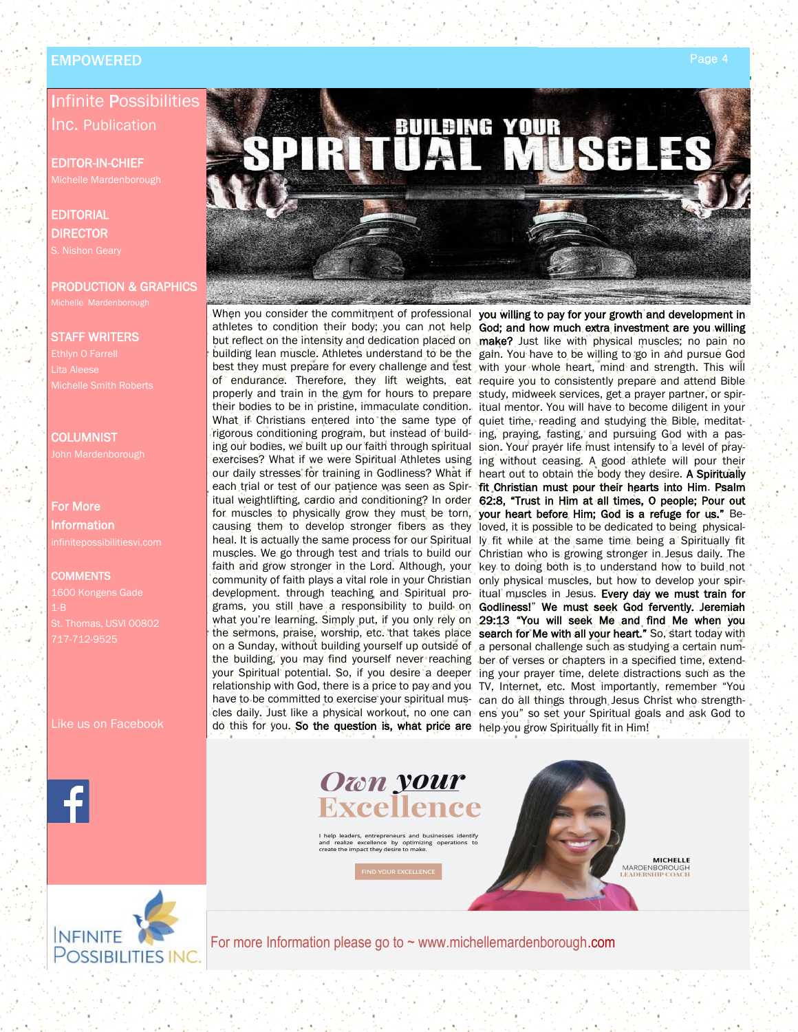## Infinite Possibilities Inc. Publication

**EDITOR-IN-CHIEF**
Michelle Mardenborough

**EDITORIAL DIRECTOR**
S. Nishon Geary

**PRODUCTION & GRAPHICS**
Michelle Mardenborough

**STAFF WRITERS**
Ethlyn O Farrell
Lita Aleese
Michelle Smith Roberts

**COLUMNIST**
John Mardenborough

**For More Information**
infinitepossibilitiesvi.com

**COMMENTS**
1600 Kongens Gade
1-B
St. Thomas, USVI 00802
717-712-9525

Like us on Facebook

# BUILDING YOUR SPIRITUAL MUSCLES

When you consider the commitment of professional athletes to condition their body; you can not help but reflect on the intensity and dedication placed on building lean muscle. Athletes understand to be the best they must prepare for every challenge and test of endurance. Therefore, they lift weights, eat properly and train in the gym for hours to prepare their bodies to be in pristine, immaculate condition. What if Christians entered into the same type of rigorous conditioning program, but instead of building our bodies, we built up our faith through spiritual exercises? What if we were Spiritual Athletes using our daily stresses for training in Godliness? What if each trial or test of our patience was seen as Spiritual weightlifting, cardio and conditioning? In order for muscles to physically grow they must be torn, causing them to develop stronger fibers as they heal. It is actually the same process for our Spiritual muscles. We go through test and trials to build our faith and grow stronger in the Lord. Although, your community of faith plays a vital role in your Christian development. through teaching and Spiritual programs, you still have a responsibility to build on what you're learning. Simply put, if you only rely on the sermons, praise, worship, etc. that takes place on a Sunday, without building yourself up outside of the building, you may find yourself never reaching your Spiritual potential. So, if you desire a deeper relationship with God, there is a price to pay and you have to be committed to exercise your spiritual muscles daily. Just like a physical workout, no one can do this for you. **So the question is, what price are you willing to pay for your growth and development in God; and how much extra investment are you willing make?** Just like with physical muscles; no pain no gain. You have to be willing to go in and pursue God with your whole heart, mind and strength. This will require you to consistently prepare and attend Bible study, midweek services, get a prayer partner, or spiritual mentor. You will have to become diligent in your quiet time, reading and studying the Bible, meditating, praying, fasting, and pursuing God with a passion. Your prayer life must intensify to a level of praying without ceasing. A good athlete will pour their heart out to obtain the body they desire. **A Spiritually fit Christian must pour their hearts into Him. Psalm 62:8, "Trust in Him at all times, O people; Pour out your heart before Him; God is a refuge for us."** Beloved, it is possible to be dedicated to being physically fit while at the same time being a Spiritually fit Christian who is growing stronger in Jesus daily. The key to doing both is to understand how to build not only physical muscles, but how to develop your spiritual muscles in Jesus. **Every day we must train for Godliness!" We must seek God fervently. Jeremiah 29:13 "You will seek Me and find Me when you search for Me with all your heart."** So, start today with a personal challenge such as studying a certain number of verses or chapters in a specified time, extending your prayer time, delete distractions such as the TV, Internet, etc. Most importantly, remember "You can do all things through Jesus Christ who strengthens you" so set your Spiritual goals and ask God to help you grow Spiritually fit in Him!

Own your Excellence

I help leaders, entrepreneurs and businesses identify and realize excellence by optimizing operations to create the impact they desire to make.

FIND YOUR EXCELLENCE

MICHELLE MARDENBOROUGH
LEADERSHIP COACH

For more Information please go to ~ www.michellemardenborough.com

INFINITE POSSIBILITIES INC.